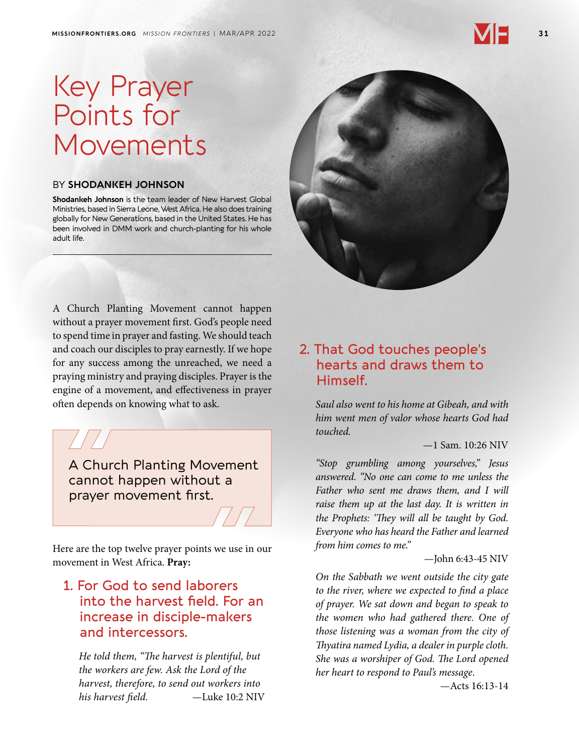# Key Prayer Points for Movements

BY **SHODANKEH JOHNSON**

**Shodankeh Johnson** is the team leader of New Harvest Global Ministries, based in Sierra Leone, West Africa. He also does training globally for New Generations, based in the United States. He has been involved in DMM work and church-planting for his whole adult life.

---

A Church Planting Movement cannot happen without a prayer movement first. God's people need to spend time in prayer and fasting. We should teach and coach our disciples to pray earnestly. If we hope for any success among the unreached, we need a praying ministry and praying disciples. Prayer is the engine of a movement, and effectiveness in prayer often depends on knowing what to ask.

> A Church Planting Movement cannot happen without a prayer movement first.

Here are the top twelve prayer points we use in our movement in West Africa. **Pray:**

### 1. For God to send laborers into the harvest field. For an increase in disciple-makers and intercessors.

*He told them, "The harvest is plentiful, but the workers are few. Ask the Lord of the harvest, therefore, to send out workers into his harvest field.* —Luke 10:2 NIV

### 2. That God touches people's hearts and draws them to Himself.

*Saul also went to his home at Gibeah, and with him went men of valor whose hearts God had touched.*

—1 Sam. 10:26 NIV

*"Stop grumbling among yourselves," Jesus answered. "No one can come to me unless the Father who sent me draws them, and I will raise them up at the last day. It is written in the Prophets: 'They will all be taught by God. Everyone who has heard the Father and learned from him comes to me."*

—John 6:43-45 NIV

*On the Sabbath we went outside the city gate to the river, where we expected to find a place of prayer. We sat down and began to speak to the women who had gathered there. One of those listening was a woman from the city of Thyatira named Lydia, a dealer in purple cloth. She was a worshiper of God. The Lord opened her heart to respond to Paul's message.*

—Acts 16:13-14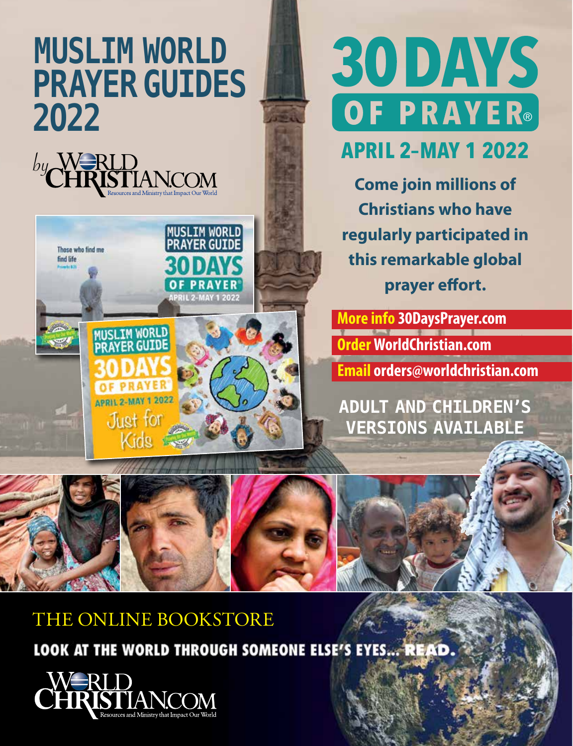# MUSLIM WORLD PRAYER GUIDES 2022

by WorldChristian.com
Resources and Ministry that Impact Our World

# 30 DAYS OF PRAYER®

## APRIL 2–MAY 1 2022

**Come join millions of Christians who have regularly participated in this remarkable global prayer effort.**

**More info** 30DaysPrayer.com

**Order** WorldChristian.com

**Email** orders@worldchristian.com

**ADULT AND CHILDREN'S VERSIONS AVAILABLE**

MUSLIM WORLD PRAYER GUIDE
30 DAYS OF PRAYER®
APRIL 2–MAY 1 2022

Those who find me find life
Proverbs 8:35

MUSLIM WORLD PRAYER GUIDE
30 DAYS OF PRAYER®
APRIL 2–MAY 1 2022
Just for Kids

THE ONLINE BOOKSTORE

**LOOK AT THE WORLD THROUGH SOMEONE ELSE'S EYES... READ.**

WorldChristian.com
Resources and Ministry that Impact Our World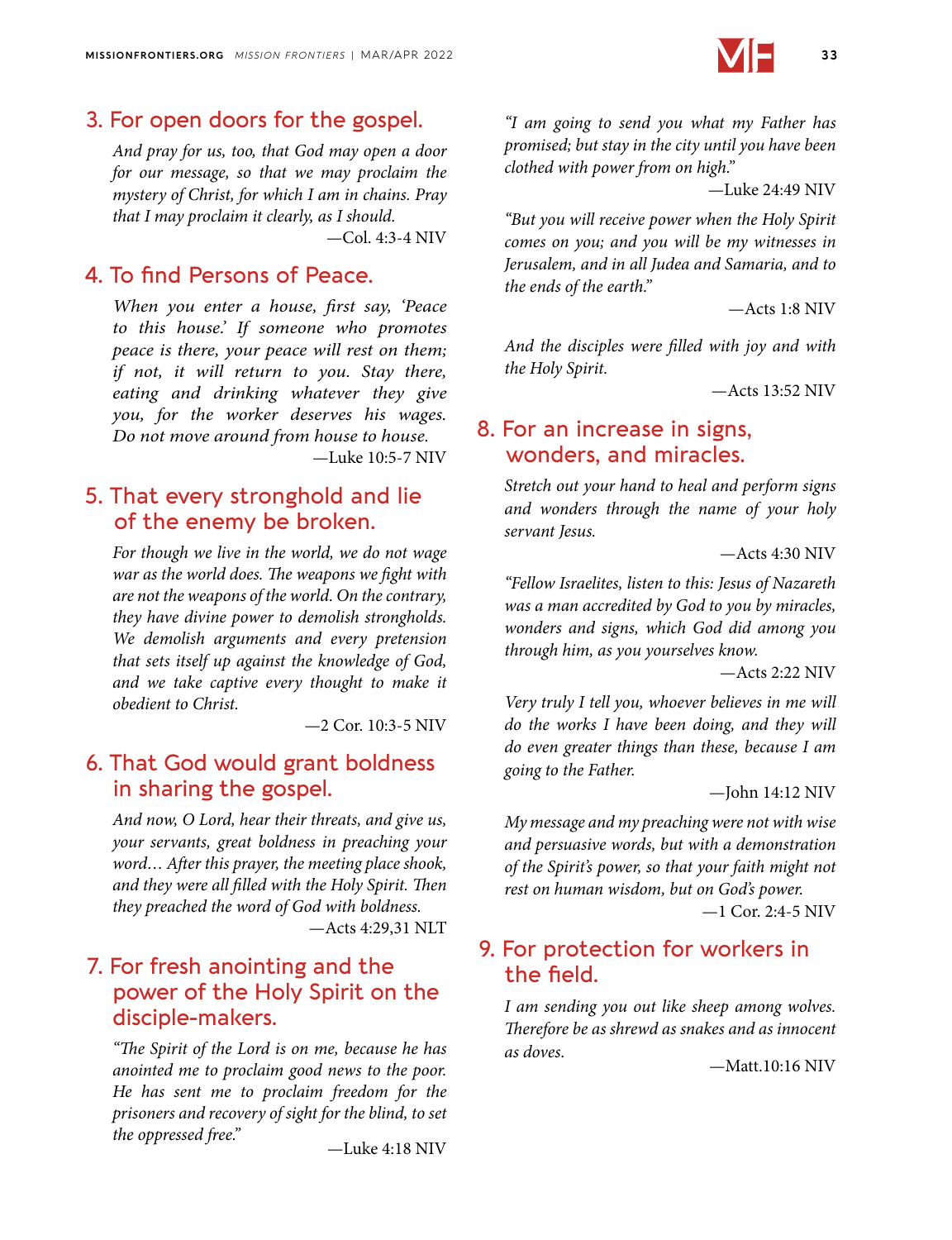## 3. For open doors for the gospel.

*And pray for us, too, that God may open a door for our message, so that we may proclaim the mystery of Christ, for which I am in chains. Pray that I may proclaim it clearly, as I should.*

—Col. 4:3-4 NIV

## 4. To find Persons of Peace.

*When you enter a house, first say, 'Peace to this house.' If someone who promotes peace is there, your peace will rest on them; if not, it will return to you. Stay there, eating and drinking whatever they give you, for the worker deserves his wages. Do not move around from house to house.*

—Luke 10:5-7 NIV

## 5. That every stronghold and lie of the enemy be broken.

*For though we live in the world, we do not wage war as the world does. The weapons we fight with are not the weapons of the world. On the contrary, they have divine power to demolish strongholds. We demolish arguments and every pretension that sets itself up against the knowledge of God, and we take captive every thought to make it obedient to Christ.*

—2 Cor. 10:3-5 NIV

## 6. That God would grant boldness in sharing the gospel.

*And now, O Lord, hear their threats, and give us, your servants, great boldness in preaching your word… After this prayer, the meeting place shook, and they were all filled with the Holy Spirit. Then they preached the word of God with boldness.*

—Acts 4:29,31 NLT

## 7. For fresh anointing and the power of the Holy Spirit on the disciple-makers.

*"The Spirit of the Lord is on me, because he has anointed me to proclaim good news to the poor. He has sent me to proclaim freedom for the prisoners and recovery of sight for the blind, to set the oppressed free."*

—Luke 4:18 NIV

*"I am going to send you what my Father has promised; but stay in the city until you have been clothed with power from on high."*

—Luke 24:49 NIV

*"But you will receive power when the Holy Spirit comes on you; and you will be my witnesses in Jerusalem, and in all Judea and Samaria, and to the ends of the earth."*

—Acts 1:8 NIV

*And the disciples were filled with joy and with the Holy Spirit.*

—Acts 13:52 NIV

## 8. For an increase in signs, wonders, and miracles.

*Stretch out your hand to heal and perform signs and wonders through the name of your holy servant Jesus.*

—Acts 4:30 NIV

*"Fellow Israelites, listen to this: Jesus of Nazareth was a man accredited by God to you by miracles, wonders and signs, which God did among you through him, as you yourselves know.*

—Acts 2:22 NIV

*Very truly I tell you, whoever believes in me will do the works I have been doing, and they will do even greater things than these, because I am going to the Father.*

—John 14:12 NIV

*My message and my preaching were not with wise and persuasive words, but with a demonstration of the Spirit's power, so that your faith might not rest on human wisdom, but on God's power.*

—1 Cor. 2:4-5 NIV

## 9. For protection for workers in the field.

*I am sending you out like sheep among wolves. Therefore be as shrewd as snakes and as innocent as doves.*

—Matt.10:16 NIV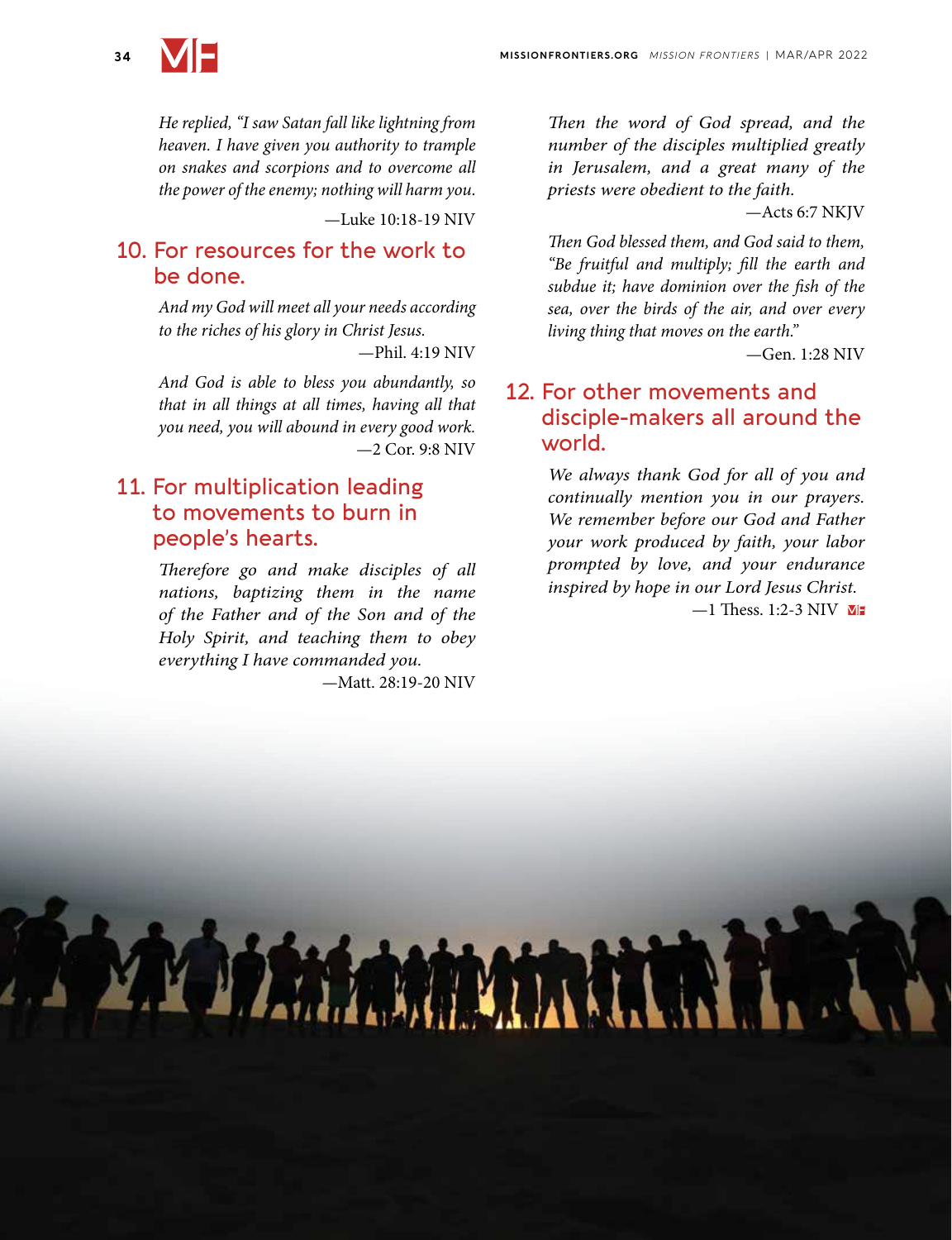*He replied, "I saw Satan fall like lightning from heaven. I have given you authority to trample on snakes and scorpions and to overcome all the power of the enemy; nothing will harm you.*

—Luke 10:18-19 NIV

## 10. For resources for the work to be done.

*And my God will meet all your needs according to the riches of his glory in Christ Jesus.*

—Phil. 4:19 NIV

*And God is able to bless you abundantly, so that in all things at all times, having all that you need, you will abound in every good work.*

—2 Cor. 9:8 NIV

## 11. For multiplication leading to movements to burn in people's hearts.

*Therefore go and make disciples of all nations, baptizing them in the name of the Father and of the Son and of the Holy Spirit, and teaching them to obey everything I have commanded you.*

—Matt. 28:19-20 NIV

*Then the word of God spread, and the number of the disciples multiplied greatly in Jerusalem, and a great many of the priests were obedient to the faith.*

—Acts 6:7 NKJV

*Then God blessed them, and God said to them, "Be fruitful and multiply; fill the earth and subdue it; have dominion over the fish of the sea, over the birds of the air, and over every living thing that moves on the earth."*

—Gen. 1:28 NIV

## 12. For other movements and disciple-makers all around the world.

*We always thank God for all of you and continually mention you in our prayers. We remember before our God and Father your work produced by faith, your labor prompted by love, and your endurance inspired by hope in our Lord Jesus Christ.*

—1 Thess. 1:2-3 NIV